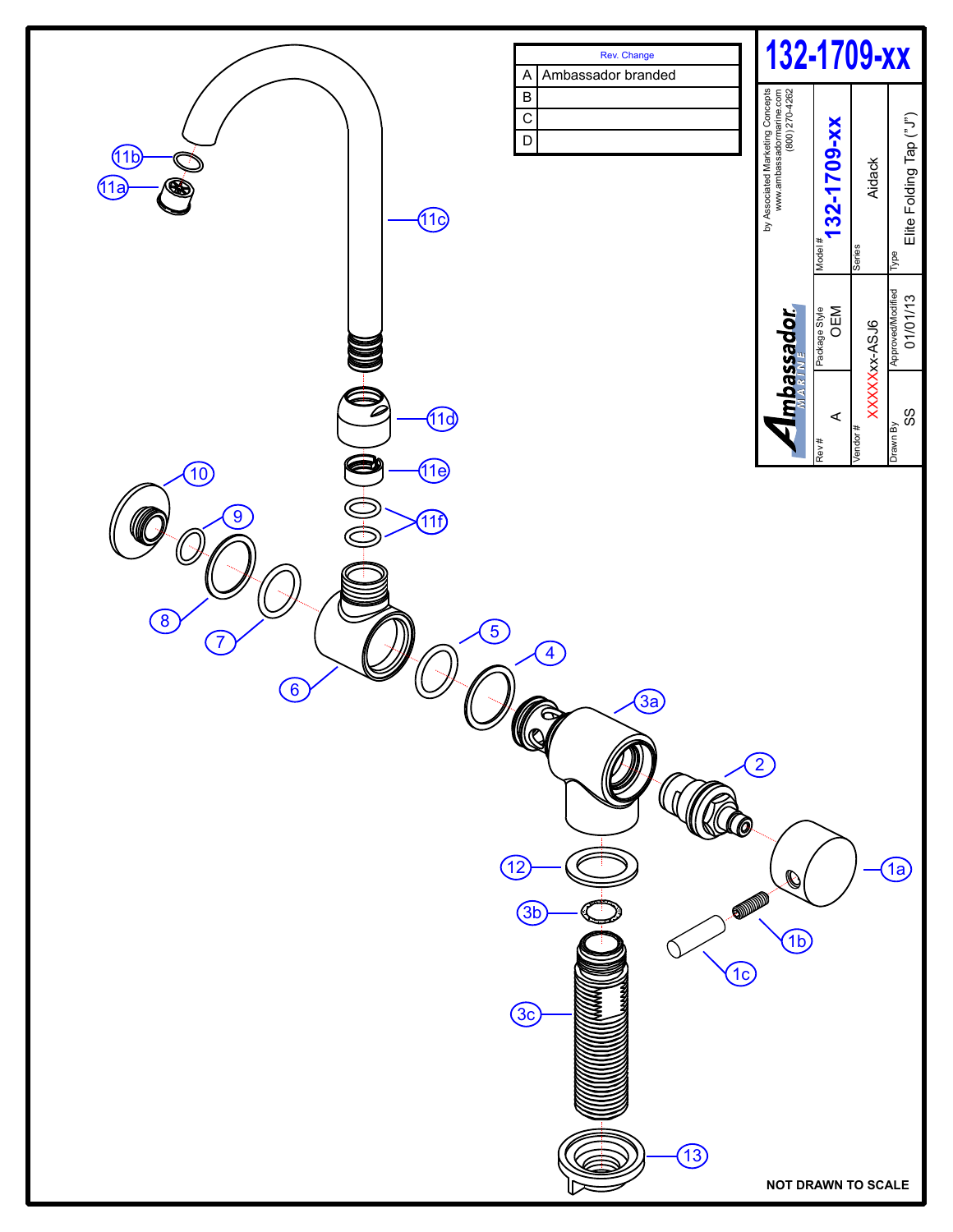# 132-1709-xx

| Rev. Change | |
|---|---|
| A | Ambassador branded |
| B | |
| C | |
| D | |

Ambassador MARINE

by Associated Marketing Concepts
www.ambassadormarine.com
(800) 270-4262

| Rev # | Package Style | Model # |
|---|---|---|
| A | OEM | 132-1709-xx |

| Vendor # | Series |
|---|---|
| XXXXXxx-ASJ6 | Aidack |

| Drawn By | Approved/Modified | Type |
|---|---|---|
| SS | 01/01/13 | Elite Folding Tap ("J") |

11b, 11a, 11c, 11d, 11e, 11f, 10, 9, 8, 7, 6, 5, 4, 3a, 2, 1a, 1b, 1c, 12, 3b, 3c, 13

NOT DRAWN TO SCALE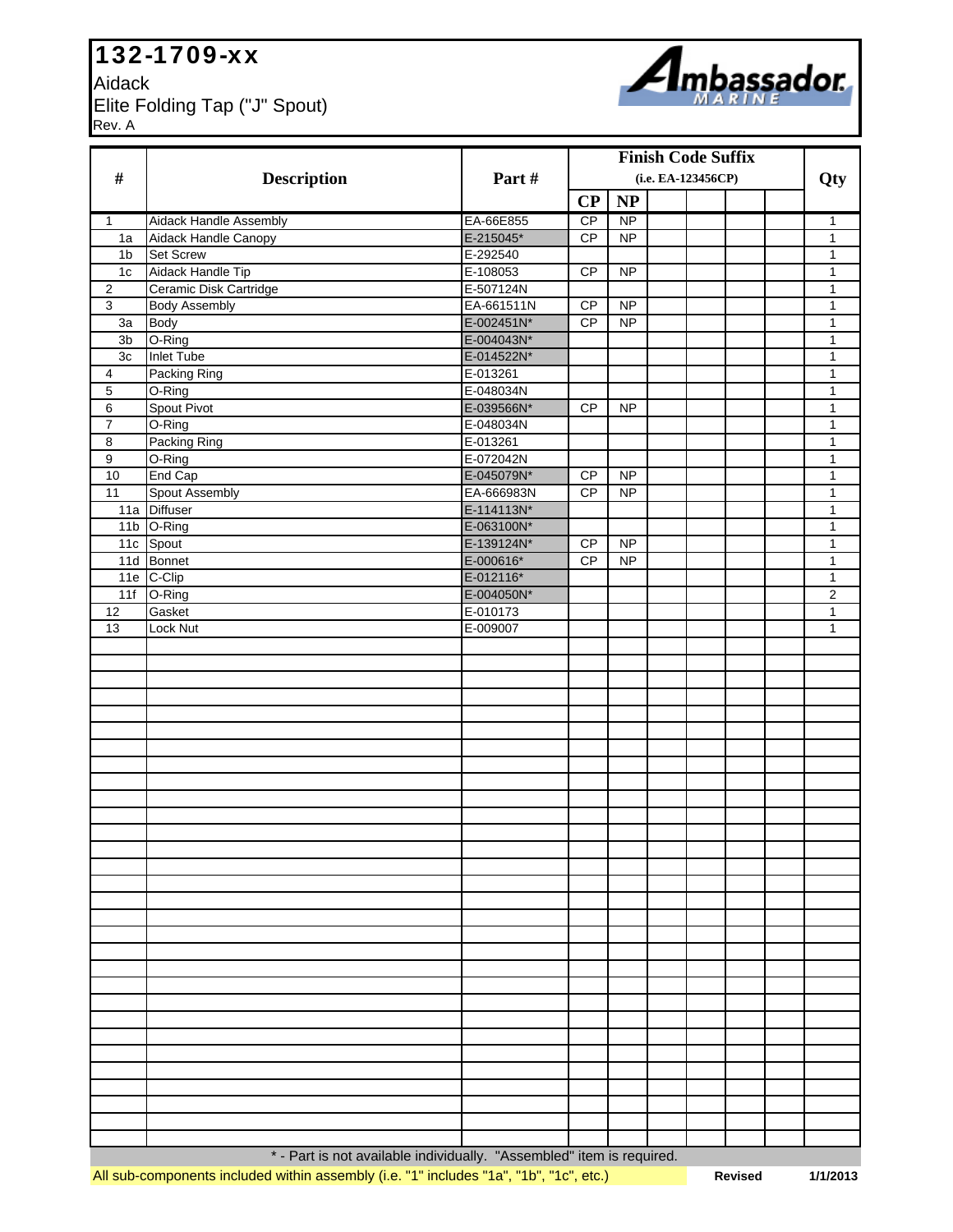# 132-1709-xx

Aidack

Elite Folding Tap ("J" Spout)

Rev. A

Ambassador MARINE

| # | Description | Part # | Finish Code Suffix (i.e. EA-123456CP) | | | | | | Qty |
|---|---|---|---|---|---|---|---|---|---|
| | | | CP | NP | | | | | |
| 1 | Aidack Handle Assembly | EA-66E855 | CP | NP | | | | | 1 |
| 1a | Aidack Handle Canopy | E-215045* | CP | NP | | | | | 1 |
| 1b | Set Screw | E-292540 | | | | | | | 1 |
| 1c | Aidack Handle Tip | E-108053 | CP | NP | | | | | 1 |
| 2 | Ceramic Disk Cartridge | E-507124N | | | | | | | 1 |
| 3 | Body Assembly | EA-661511N | CP | NP | | | | | 1 |
| 3a | Body | E-002451N* | CP | NP | | | | | 1 |
| 3b | O-Ring | E-004043N* | | | | | | | 1 |
| 3c | Inlet Tube | E-014522N* | | | | | | | 1 |
| 4 | Packing Ring | E-013261 | | | | | | | 1 |
| 5 | O-Ring | E-048034N | | | | | | | 1 |
| 6 | Spout Pivot | E-039566N* | CP | NP | | | | | 1 |
| 7 | O-Ring | E-048034N | | | | | | | 1 |
| 8 | Packing Ring | E-013261 | | | | | | | 1 |
| 9 | O-Ring | E-072042N | | | | | | | 1 |
| 10 | End Cap | E-045079N* | CP | NP | | | | | 1 |
| 11 | Spout Assembly | EA-666983N | CP | NP | | | | | 1 |
| 11a | Diffuser | E-114113N* | | | | | | | 1 |
| 11b | O-Ring | E-063100N* | | | | | | | 1 |
| 11c | Spout | E-139124N* | CP | NP | | | | | 1 |
| 11d | Bonnet | E-000616* | CP | NP | | | | | 1 |
| 11e | C-Clip | E-012116* | | | | | | | 1 |
| 11f | O-Ring | E-004050N* | | | | | | | 2 |
| 12 | Gasket | E-010173 | | | | | | | 1 |
| 13 | Lock Nut | E-009007 | | | | | | | 1 |

* - Part is not available individually. "Assembled" item is required.

All sub-components included within assembly (i.e. "1" includes "1a", "1b", "1c", etc.)

Revised 1/1/2013